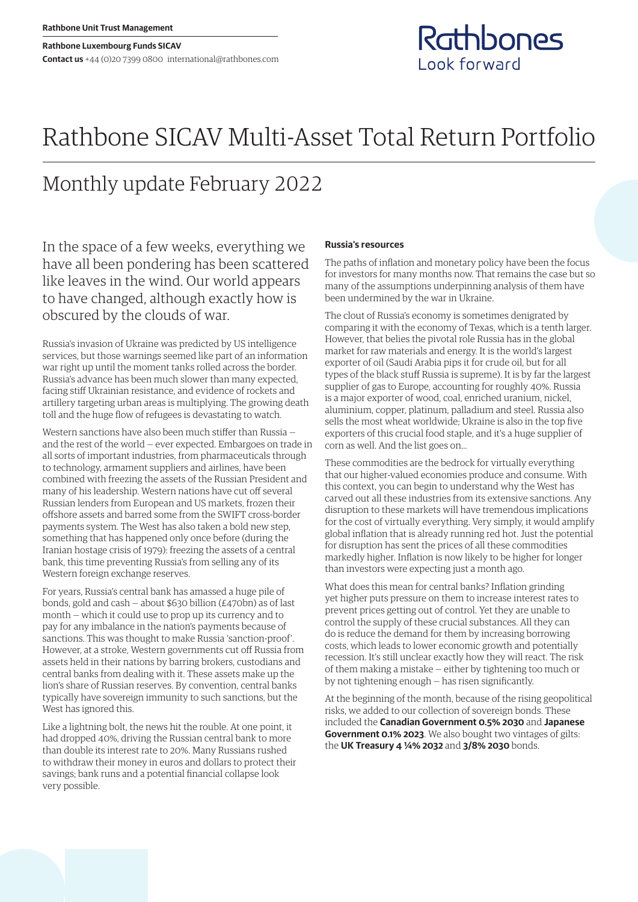Rathbone Unit Trust Management

**Rathbone Luxembourg Funds SICAV**
**Contact us** +44 (0)20 7399 0800 international@rathbones.com

Rathbones
Look forward

# Rathbone SICAV Multi-Asset Total Return Portfolio

## Monthly update February 2022

In the space of a few weeks, everything we have all been pondering has been scattered like leaves in the wind. Our world appears to have changed, although exactly how is obscured by the clouds of war.

Russia's invasion of Ukraine was predicted by US intelligence services, but those warnings seemed like part of an information war right up until the moment tanks rolled across the border. Russia's advance has been much slower than many expected, facing stiff Ukrainian resistance, and evidence of rockets and artillery targeting urban areas is multiplying. The growing death toll and the huge flow of refugees is devastating to watch.

Western sanctions have also been much stiffer than Russia — and the rest of the world — ever expected. Embargoes on trade in all sorts of important industries, from pharmaceuticals through to technology, armament suppliers and airlines, have been combined with freezing the assets of the Russian President and many of his leadership. Western nations have cut off several Russian lenders from European and US markets, frozen their offshore assets and barred some from the SWIFT cross-border payments system. The West has also taken a bold new step, something that has happened only once before (during the Iranian hostage crisis of 1979): freezing the assets of a central bank, this time preventing Russia's from selling any of its Western foreign exchange reserves.

For years, Russia's central bank has amassed a huge pile of bonds, gold and cash — about $630 billion (£470bn) as of last month — which it could use to prop up its currency and to pay for any imbalance in the nation's payments because of sanctions. This was thought to make Russia 'sanction-proof'. However, at a stroke, Western governments cut off Russia from assets held in their nations by barring brokers, custodians and central banks from dealing with it. These assets make up the lion's share of Russian reserves. By convention, central banks typically have sovereign immunity to such sanctions, but the West has ignored this.

Like a lightning bolt, the news hit the rouble. At one point, it had dropped 40%, driving the Russian central bank to more than double its interest rate to 20%. Many Russians rushed to withdraw their money in euros and dollars to protect their savings; bank runs and a potential financial collapse look very possible.

#### Russia's resources

The paths of inflation and monetary policy have been the focus for investors for many months now. That remains the case but so many of the assumptions underpinning analysis of them have been undermined by the war in Ukraine.

The clout of Russia's economy is sometimes denigrated by comparing it with the economy of Texas, which is a tenth larger. However, that belies the pivotal role Russia has in the global market for raw materials and energy. It is the world's largest exporter of oil (Saudi Arabia pips it for crude oil, but for all types of the black stuff Russia is supreme). It is by far the largest supplier of gas to Europe, accounting for roughly 40%. Russia is a major exporter of wood, coal, enriched uranium, nickel, aluminium, copper, platinum, palladium and steel. Russia also sells the most wheat worldwide; Ukraine is also in the top five exporters of this crucial food staple, and it's a huge supplier of corn as well. And the list goes on…

These commodities are the bedrock for virtually everything that our higher-valued economies produce and consume. With this context, you can begin to understand why the West has carved out all these industries from its extensive sanctions. Any disruption to these markets will have tremendous implications for the cost of virtually everything. Very simply, it would amplify global inflation that is already running red hot. Just the potential for disruption has sent the prices of all these commodities markedly higher. Inflation is now likely to be higher for longer than investors were expecting just a month ago.

What does this mean for central banks? Inflation grinding yet higher puts pressure on them to increase interest rates to prevent prices getting out of control. Yet they are unable to control the supply of these crucial substances. All they can do is reduce the demand for them by increasing borrowing costs, which leads to lower economic growth and potentially recession. It's still unclear exactly how they will react. The risk of them making a mistake — either by tightening too much or by not tightening enough — has risen significantly.

At the beginning of the month, because of the rising geopolitical risks, we added to our collection of sovereign bonds. These included the **Canadian Government 0.5% 2030** and **Japanese Government 0.1% 2023**. We also bought two vintages of gilts: the **UK Treasury 4 ¼% 2032** and **3/8% 2030** bonds.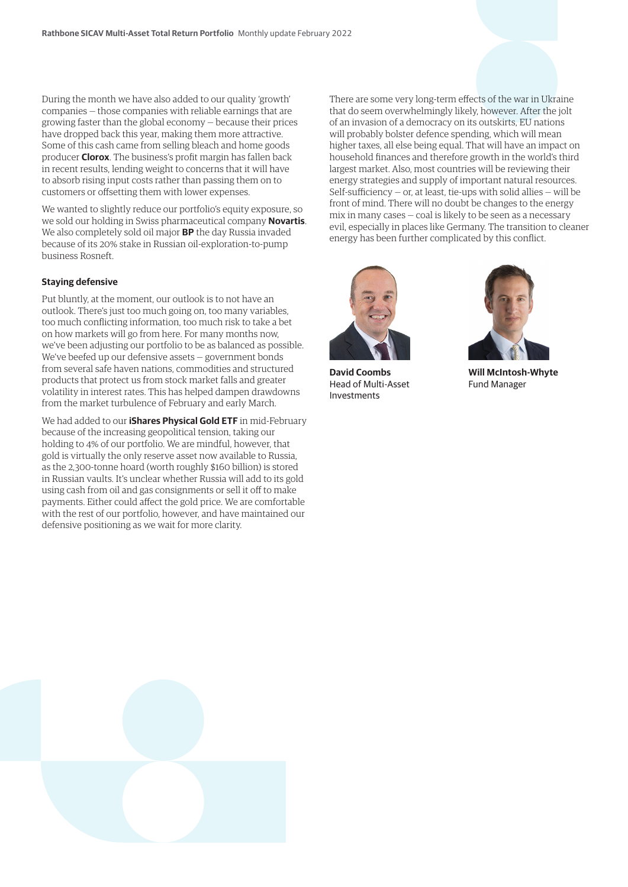During the month we have also added to our quality 'growth' companies — those companies with reliable earnings that are growing faster than the global economy — because their prices have dropped back this year, making them more attractive. Some of this cash came from selling bleach and home goods producer **Clorox**. The business's profit margin has fallen back in recent results, lending weight to concerns that it will have to absorb rising input costs rather than passing them on to customers or offsetting them with lower expenses.

We wanted to slightly reduce our portfolio's equity exposure, so we sold our holding in Swiss pharmaceutical company **Novartis**. We also completely sold oil major **BP** the day Russia invaded because of its 20% stake in Russian oil-exploration-to-pump business Rosneft.

### Staying defensive

Put bluntly, at the moment, our outlook is to not have an outlook. There's just too much going on, too many variables, too much conflicting information, too much risk to take a bet on how markets will go from here. For many months now, we've been adjusting our portfolio to be as balanced as possible. We've beefed up our defensive assets — government bonds from several safe haven nations, commodities and structured products that protect us from stock market falls and greater volatility in interest rates. This has helped dampen drawdowns from the market turbulence of February and early March.

We had added to our **iShares Physical Gold ETF** in mid-February because of the increasing geopolitical tension, taking our holding to 4% of our portfolio. We are mindful, however, that gold is virtually the only reserve asset now available to Russia, as the 2,300-tonne hoard (worth roughly $160 billion) is stored in Russian vaults. It's unclear whether Russia will add to its gold using cash from oil and gas consignments or sell it off to make payments. Either could affect the gold price. We are comfortable with the rest of our portfolio, however, and have maintained our defensive positioning as we wait for more clarity.

There are some very long-term effects of the war in Ukraine that do seem overwhelmingly likely, however. After the jolt of an invasion of a democracy on its outskirts, EU nations will probably bolster defence spending, which will mean higher taxes, all else being equal. That will have an impact on household finances and therefore growth in the world's third largest market. Also, most countries will be reviewing their energy strategies and supply of important natural resources. Self-sufficiency — or, at least, tie-ups with solid allies — will be front of mind. There will no doubt be changes to the energy mix in many cases — coal is likely to be seen as a necessary evil, especially in places like Germany. The transition to cleaner energy has been further complicated by this conflict.

**David Coombs**
Head of Multi-Asset Investments

**Will McIntosh-Whyte**
Fund Manager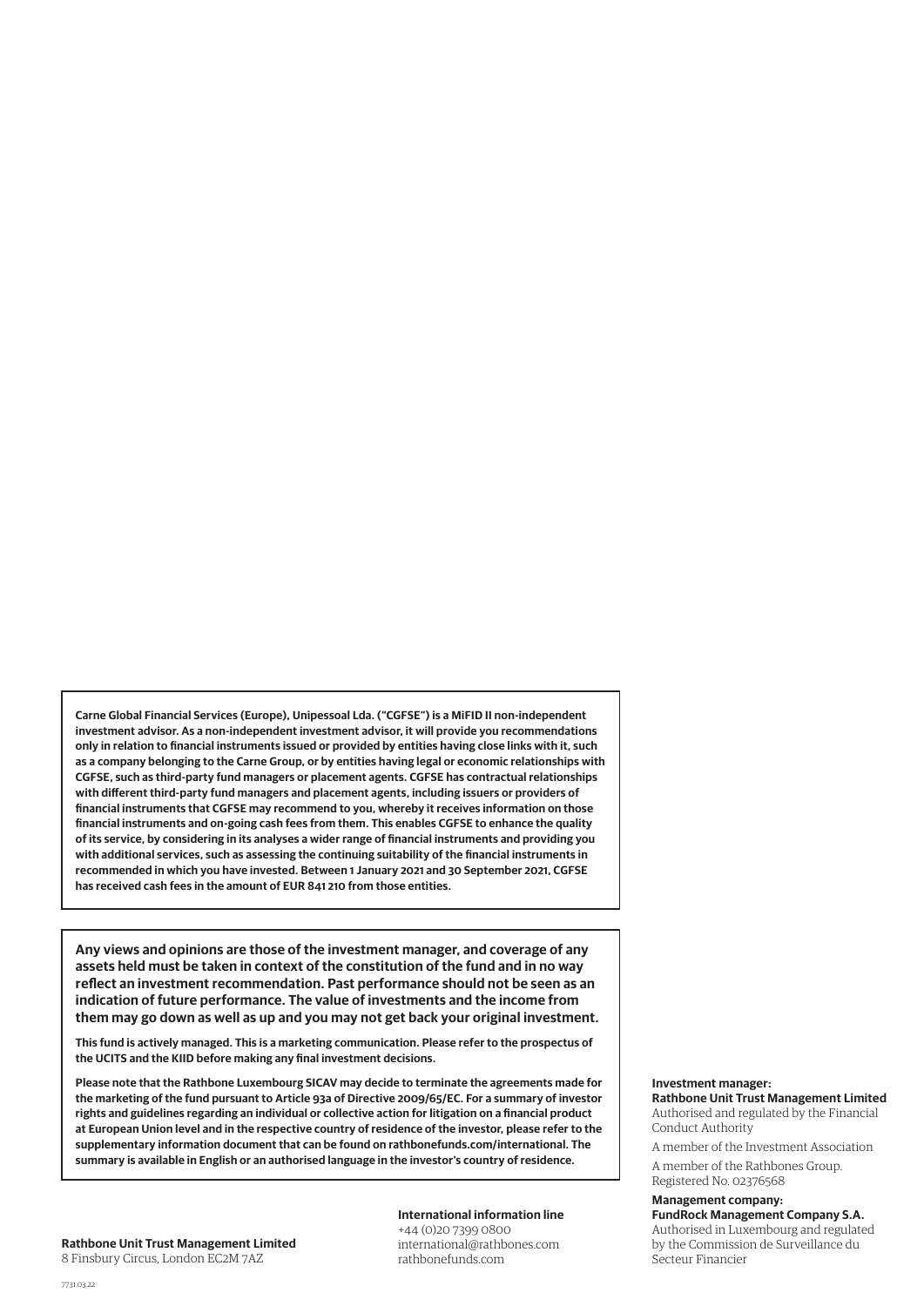**Carne Global Financial Services (Europe), Unipessoal Lda. ("CGFSE") is a MiFID II non-independent investment advisor. As a non-independent investment advisor, it will provide you recommendations only in relation to financial instruments issued or provided by entities having close links with it, such as a company belonging to the Carne Group, or by entities having legal or economic relationships with CGFSE, such as third-party fund managers or placement agents. CGFSE has contractual relationships with different third-party fund managers and placement agents, including issuers or providers of financial instruments that CGFSE may recommend to you, whereby it receives information on those financial instruments and on-going cash fees from them. This enables CGFSE to enhance the quality of its service, by considering in its analyses a wider range of financial instruments and providing you with additional services, such as assessing the continuing suitability of the financial instruments in recommended in which you have invested. Between 1 January 2021 and 30 September 2021, CGFSE has received cash fees in the amount of EUR 841 210 from those entities.**

**Any views and opinions are those of the investment manager, and coverage of any assets held must be taken in context of the constitution of the fund and in no way reflect an investment recommendation. Past performance should not be seen as an indication of future performance. The value of investments and the income from them may go down as well as up and you may not get back your original investment.**

**This fund is actively managed. This is a marketing communication. Please refer to the prospectus of the UCITS and the KIID before making any final investment decisions.**

**Please note that the Rathbone Luxembourg SICAV may decide to terminate the agreements made for the marketing of the fund pursuant to Article 93a of Directive 2009/65/EC. For a summary of investor rights and guidelines regarding an individual or collective action for litigation on a financial product at European Union level and in the respective country of residence of the investor, please refer to the supplementary information document that can be found on rathbonefunds.com/international. The summary is available in English or an authorised language in the investor's country of residence.**

**Investment manager:**
**Rathbone Unit Trust Management Limited**
Authorised and regulated by the Financial Conduct Authority

A member of the Investment Association

A member of the Rathbones Group.
Registered No. 02376568

**Management company:**
**FundRock Management Company S.A.**
Authorised in Luxembourg and regulated by the Commission de Surveillance du Secteur Financier

**Rathbone Unit Trust Management Limited**
8 Finsbury Circus, London EC2M 7AZ

**International information line**
+44 (0)20 7399 0800
international@rathbones.com
rathbonefunds.com

7731.03.22